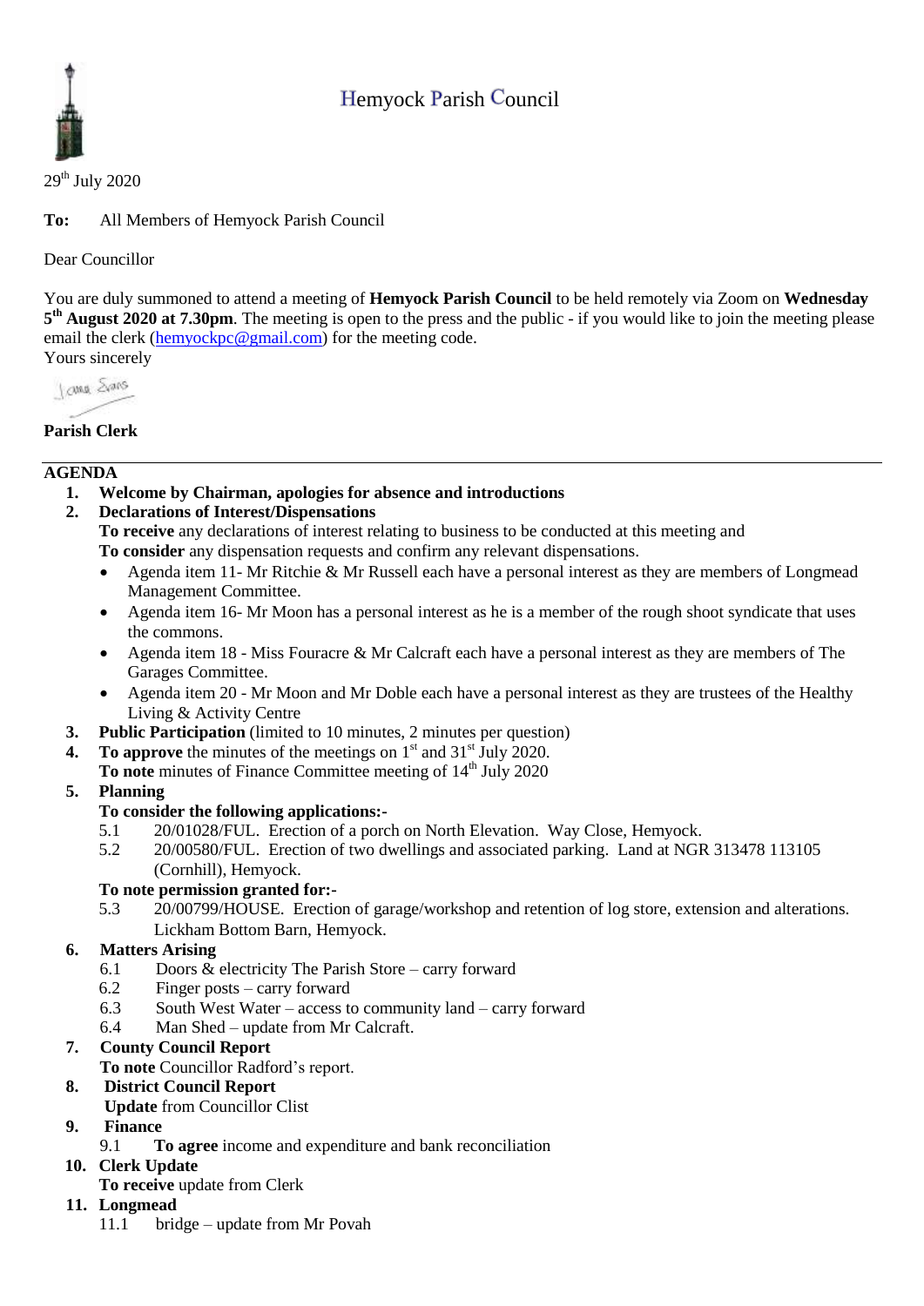# Hemyock Parish Council

29th July 2020

**To:** All Members of Hemyock Parish Council

Dear Councillor

You are duly summoned to attend a meeting of **Hemyock Parish Council** to be held remotely via Zoom on **Wednesday 5th August 2020 at 7.30pm**. The meeting is open to the press and the public - if you would like to join the meeting please email the clerk (hemyockpc@gmail.com) for the meeting code.

Yours sincerely

**Parish Clerk**

---

**AGENDA**

1. **Welcome by Chairman, apologies for absence and introductions**
2. **Declarations of Interest/Dispensations**
   **To receive** any declarations of interest relating to business to be conducted at this meeting and
   **To consider** any dispensation requests and confirm any relevant dispensations.
   - Agenda item 11- Mr Ritchie & Mr Russell each have a personal interest as they are members of Longmead Management Committee.
   - Agenda item 16- Mr Moon has a personal interest as he is a member of the rough shoot syndicate that uses the commons.
   - Agenda item 18 - Miss Fouracre & Mr Calcraft each have a personal interest as they are members of The Garages Committee.
   - Agenda item 20 - Mr Moon and Mr Doble each have a personal interest as they are trustees of the Healthy Living & Activity Centre
3. **Public Participation** (limited to 10 minutes, 2 minutes per question)
4. **To approve** the minutes of the meetings on 1st and 31st July 2020.
   **To note** minutes of Finance Committee meeting of 14th July 2020
5. **Planning**
   **To consider the following applications:-**
   - 5.1 20/01028/FUL. Erection of a porch on North Elevation. Way Close, Hemyock.
   - 5.2 20/00580/FUL. Erection of two dwellings and associated parking. Land at NGR 313478 113105 (Cornhill), Hemyock.

   **To note permission granted for:-**
   - 5.3 20/00799/HOUSE. Erection of garage/workshop and retention of log store, extension and alterations. Lickham Bottom Barn, Hemyock.
6. **Matters Arising**
   - 6.1 Doors & electricity The Parish Store – carry forward
   - 6.2 Finger posts – carry forward
   - 6.3 South West Water – access to community land – carry forward
   - 6.4 Man Shed – update from Mr Calcraft.
7. **County Council Report**
   **To note** Councillor Radford's report.
8. **District Council Report**
   **Update** from Councillor Clist
9. **Finance**
   - 9.1 **To agree** income and expenditure and bank reconciliation
10. **Clerk Update**
    **To receive** update from Clerk
11. **Longmead**
    - 11.1 bridge – update from Mr Povah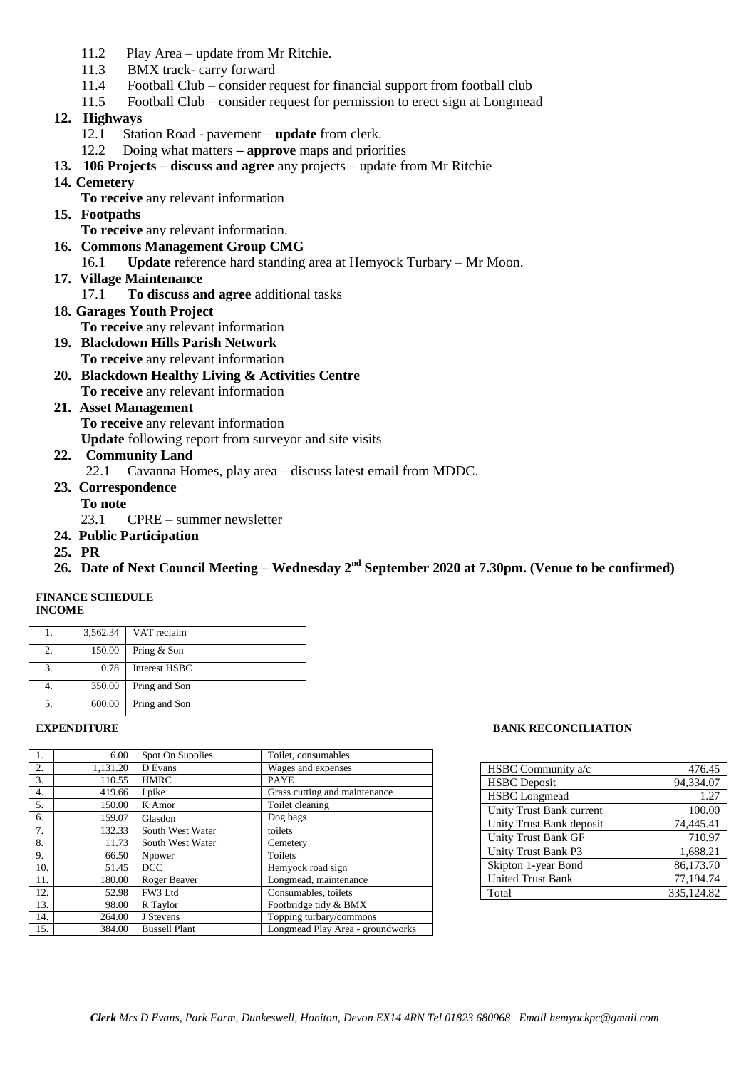- 11.2 Play Area – update from Mr Ritchie.
- 11.3 BMX track- carry forward
- 11.4 Football Club – consider request for financial support from football club
- 11.5 Football Club – consider request for permission to erect sign at Longmead

**12. Highways**

- 12.1 Station Road - pavement – **update** from clerk.
- 12.2 Doing what matters **– approve** maps and priorities

**13. 106 Projects – discuss and agree** any projects – update from Mr Ritchie

**14. Cemetery**

**To receive** any relevant information

**15. Footpaths**

**To receive** any relevant information.

**16. Commons Management Group CMG**

- 16.1 **Update** reference hard standing area at Hemyock Turbary – Mr Moon.

**17. Village Maintenance**

- 17.1 **To discuss and agree** additional tasks

**18. Garages Youth Project**

**To receive** any relevant information

**19. Blackdown Hills Parish Network**

**To receive** any relevant information

**20. Blackdown Healthy Living & Activities Centre**

**To receive** any relevant information

**21. Asset Management**

**To receive** any relevant information

**Update** following report from surveyor and site visits

**22. Community Land**

- 22.1 Cavanna Homes, play area – discuss latest email from MDDC.

**23. Correspondence**

**To note**

- 23.1 CPRE – summer newsletter

**24. Public Participation**

**25. PR**

**26. Date of Next Council Meeting – Wednesday 2nd September 2020 at 7.30pm. (Venue to be confirmed)**

**FINANCE SCHEDULE**

**INCOME**

| | | |
|---|---|---|
| 1. | 3,562.34 | VAT reclaim |
| 2. | 150.00 | Pring & Son |
| 3. | 0.78 | Interest HSBC |
| 4. | 350.00 | Pring and Son |
| 5. | 600.00 | Pring and Son |

**EXPENDITURE**

| | | | |
|---|---|---|---|
| 1. | 6.00 | Spot On Supplies | Toilet, consumables |
| 2. | 1,131.20 | D Evans | Wages and expenses |
| 3. | 110.55 | HMRC | PAYE |
| 4. | 419.66 | I pike | Grass cutting and maintenance |
| 5. | 150.00 | K Amor | Toilet cleaning |
| 6. | 159.07 | Glasdon | Dog bags |
| 7. | 132.33 | South West Water | toilets |
| 8. | 11.73 | South West Water | Cemetery |
| 9. | 66.50 | Npower | Toilets |
| 10. | 51.45 | DCC | Hemyock road sign |
| 11. | 180.00 | Roger Beaver | Longmead, maintenance |
| 12. | 52.98 | FW3 Ltd | Consumables, toilets |
| 13. | 98.00 | R Taylor | Footbridge tidy & BMX |
| 14. | 264.00 | J Stevens | Topping turbary/commons |
| 15. | 384.00 | Bussell Plant | Longmead Play Area - groundworks |

**BANK RECONCILIATION**

| | |
|---|---|
| HSBC Community a/c | 476.45 |
| HSBC Deposit | 94,334.07 |
| HSBC Longmead | 1.27 |
| Unity Trust Bank current | 100.00 |
| Unity Trust Bank deposit | 74,445.41 |
| Unity Trust Bank GF | 710.97 |
| Unity Trust Bank P3 | 1,688.21 |
| Skipton 1-year Bond | 86,173.70 |
| United Trust Bank | 77,194.74 |
| Total | 335,124.82 |

***Clerk** Mrs D Evans, Park Farm, Dunkeswell, Honiton, Devon EX14 4RN Tel 01823 680968 Email hemyockpc@gmail.com*